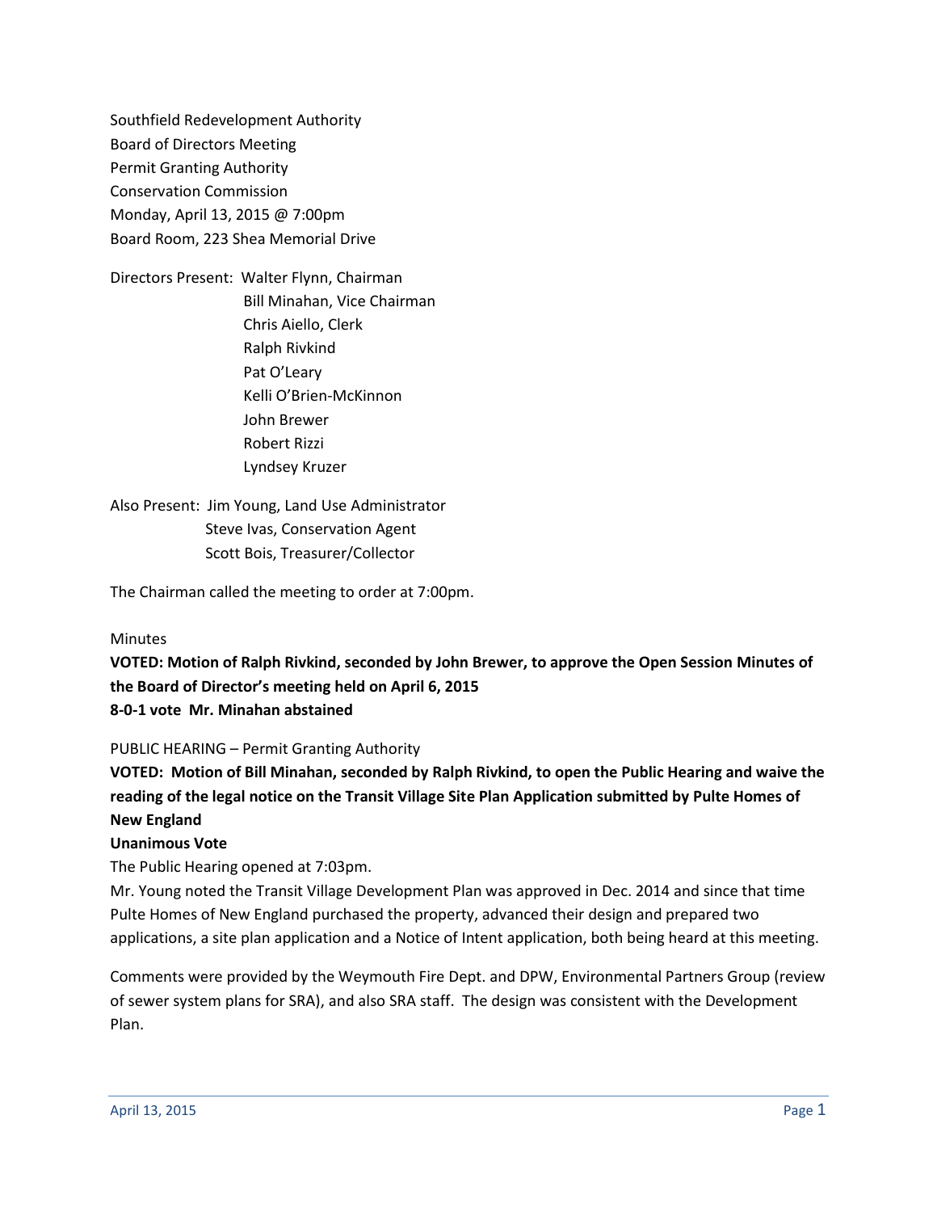Southfield Redevelopment Authority
Board of Directors Meeting
Permit Granting Authority
Conservation Commission
Monday, April 13, 2015 @ 7:00pm
Board Room, 223 Shea Memorial Drive

Directors Present: Walter Flynn, Chairman
Bill Minahan, Vice Chairman
Chris Aiello, Clerk
Ralph Rivkind
Pat O'Leary
Kelli O'Brien-McKinnon
John Brewer
Robert Rizzi
Lyndsey Kruzer

Also Present: Jim Young, Land Use Administrator
Steve Ivas, Conservation Agent
Scott Bois, Treasurer/Collector

The Chairman called the meeting to order at 7:00pm.

Minutes

**VOTED: Motion of Ralph Rivkind, seconded by John Brewer, to approve the Open Session Minutes of the Board of Director's meeting held on April 6, 2015**
**8-0-1 vote Mr. Minahan abstained**

PUBLIC HEARING – Permit Granting Authority

**VOTED: Motion of Bill Minahan, seconded by Ralph Rivkind, to open the Public Hearing and waive the reading of the legal notice on the Transit Village Site Plan Application submitted by Pulte Homes of New England**
**Unanimous Vote**

The Public Hearing opened at 7:03pm.

Mr. Young noted the Transit Village Development Plan was approved in Dec. 2014 and since that time Pulte Homes of New England purchased the property, advanced their design and prepared two applications, a site plan application and a Notice of Intent application, both being heard at this meeting.

Comments were provided by the Weymouth Fire Dept. and DPW, Environmental Partners Group (review of sewer system plans for SRA), and also SRA staff. The design was consistent with the Development Plan.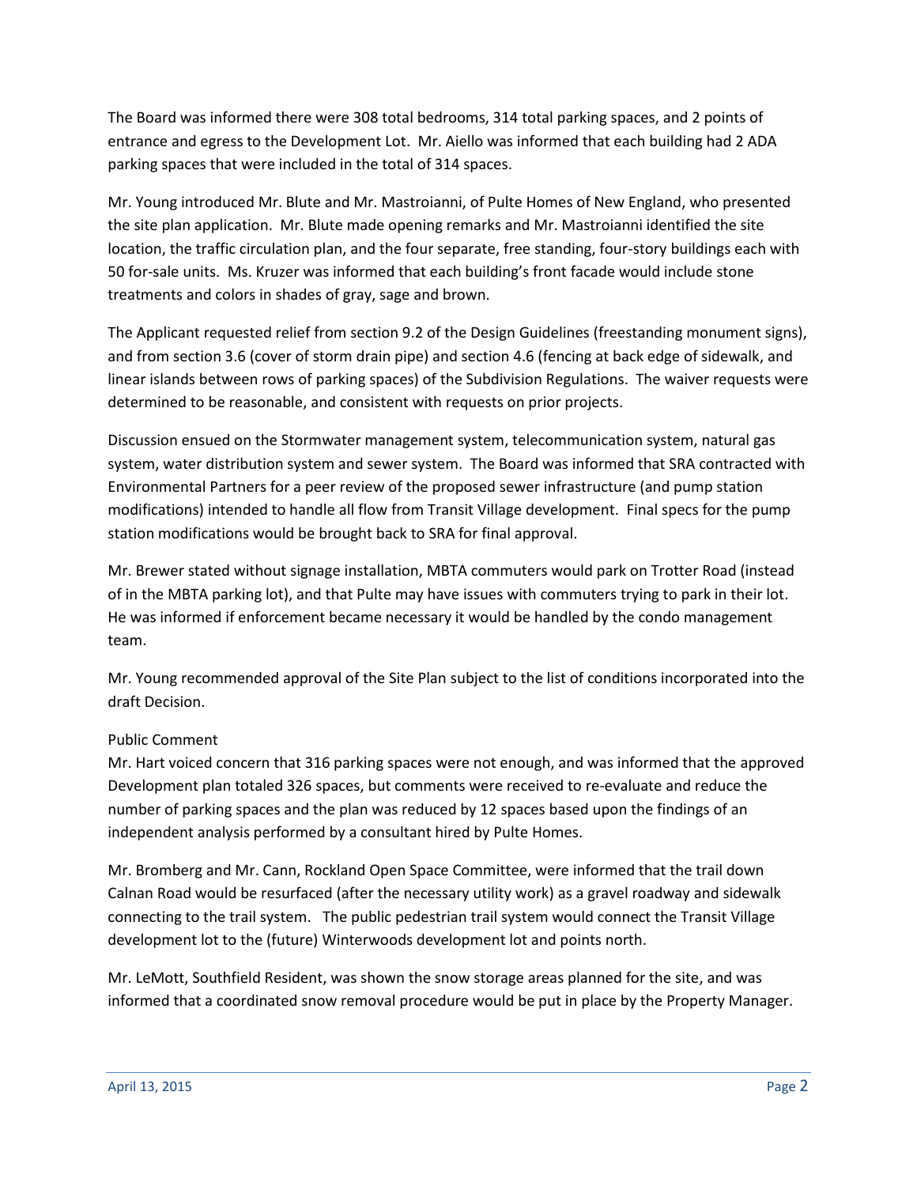The Board was informed there were 308 total bedrooms, 314 total parking spaces, and 2 points of entrance and egress to the Development Lot. Mr. Aiello was informed that each building had 2 ADA parking spaces that were included in the total of 314 spaces.

Mr. Young introduced Mr. Blute and Mr. Mastroianni, of Pulte Homes of New England, who presented the site plan application. Mr. Blute made opening remarks and Mr. Mastroianni identified the site location, the traffic circulation plan, and the four separate, free standing, four-story buildings each with 50 for-sale units. Ms. Kruzer was informed that each building's front facade would include stone treatments and colors in shades of gray, sage and brown.

The Applicant requested relief from section 9.2 of the Design Guidelines (freestanding monument signs), and from section 3.6 (cover of storm drain pipe) and section 4.6 (fencing at back edge of sidewalk, and linear islands between rows of parking spaces) of the Subdivision Regulations. The waiver requests were determined to be reasonable, and consistent with requests on prior projects.

Discussion ensued on the Stormwater management system, telecommunication system, natural gas system, water distribution system and sewer system. The Board was informed that SRA contracted with Environmental Partners for a peer review of the proposed sewer infrastructure (and pump station modifications) intended to handle all flow from Transit Village development. Final specs for the pump station modifications would be brought back to SRA for final approval.

Mr. Brewer stated without signage installation, MBTA commuters would park on Trotter Road (instead of in the MBTA parking lot), and that Pulte may have issues with commuters trying to park in their lot. He was informed if enforcement became necessary it would be handled by the condo management team.

Mr. Young recommended approval of the Site Plan subject to the list of conditions incorporated into the draft Decision.

Public Comment

Mr. Hart voiced concern that 316 parking spaces were not enough, and was informed that the approved Development plan totaled 326 spaces, but comments were received to re-evaluate and reduce the number of parking spaces and the plan was reduced by 12 spaces based upon the findings of an independent analysis performed by a consultant hired by Pulte Homes.

Mr. Bromberg and Mr. Cann, Rockland Open Space Committee, were informed that the trail down Calnan Road would be resurfaced (after the necessary utility work) as a gravel roadway and sidewalk connecting to the trail system. The public pedestrian trail system would connect the Transit Village development lot to the (future) Winterwoods development lot and points north.

Mr. LeMott, Southfield Resident, was shown the snow storage areas planned for the site, and was informed that a coordinated snow removal procedure would be put in place by the Property Manager.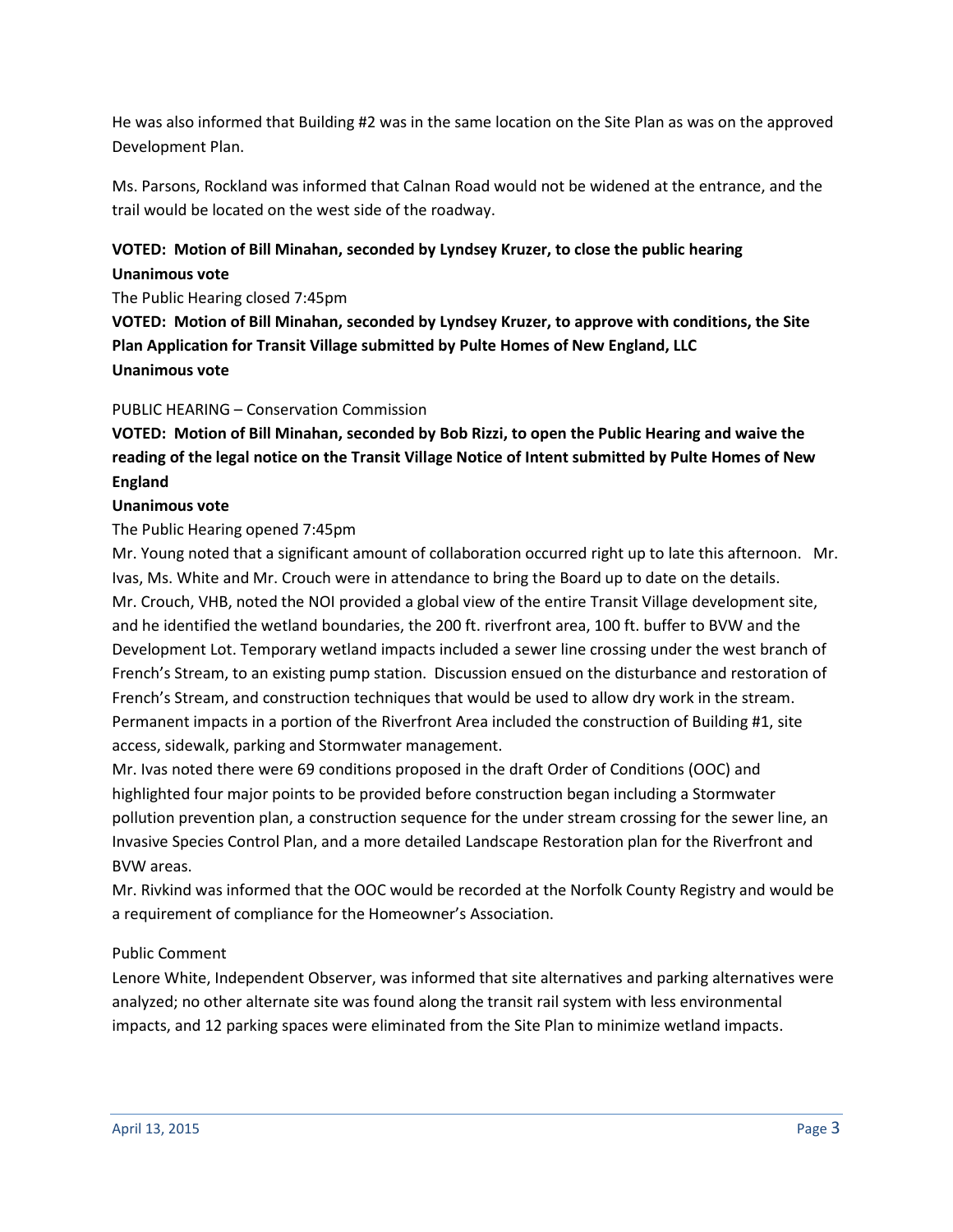He was also informed that Building #2 was in the same location on the Site Plan as was on the approved Development Plan.

Ms. Parsons, Rockland was informed that Calnan Road would not be widened at the entrance, and the trail would be located on the west side of the roadway.

**VOTED: Motion of Bill Minahan, seconded by Lyndsey Kruzer, to close the public hearing**
**Unanimous vote**

The Public Hearing closed 7:45pm

**VOTED: Motion of Bill Minahan, seconded by Lyndsey Kruzer, to approve with conditions, the Site Plan Application for Transit Village submitted by Pulte Homes of New England, LLC**
**Unanimous vote**

PUBLIC HEARING – Conservation Commission

**VOTED: Motion of Bill Minahan, seconded by Bob Rizzi, to open the Public Hearing and waive the reading of the legal notice on the Transit Village Notice of Intent submitted by Pulte Homes of New England**
**Unanimous vote**

The Public Hearing opened 7:45pm

Mr. Young noted that a significant amount of collaboration occurred right up to late this afternoon. Mr. Ivas, Ms. White and Mr. Crouch were in attendance to bring the Board up to date on the details.

Mr. Crouch, VHB, noted the NOI provided a global view of the entire Transit Village development site, and he identified the wetland boundaries, the 200 ft. riverfront area, 100 ft. buffer to BVW and the Development Lot. Temporary wetland impacts included a sewer line crossing under the west branch of French's Stream, to an existing pump station. Discussion ensued on the disturbance and restoration of French's Stream, and construction techniques that would be used to allow dry work in the stream. Permanent impacts in a portion of the Riverfront Area included the construction of Building #1, site access, sidewalk, parking and Stormwater management.

Mr. Ivas noted there were 69 conditions proposed in the draft Order of Conditions (OOC) and highlighted four major points to be provided before construction began including a Stormwater pollution prevention plan, a construction sequence for the under stream crossing for the sewer line, an Invasive Species Control Plan, and a more detailed Landscape Restoration plan for the Riverfront and BVW areas.

Mr. Rivkind was informed that the OOC would be recorded at the Norfolk County Registry and would be a requirement of compliance for the Homeowner's Association.

Public Comment

Lenore White, Independent Observer, was informed that site alternatives and parking alternatives were analyzed; no other alternate site was found along the transit rail system with less environmental impacts, and 12 parking spaces were eliminated from the Site Plan to minimize wetland impacts.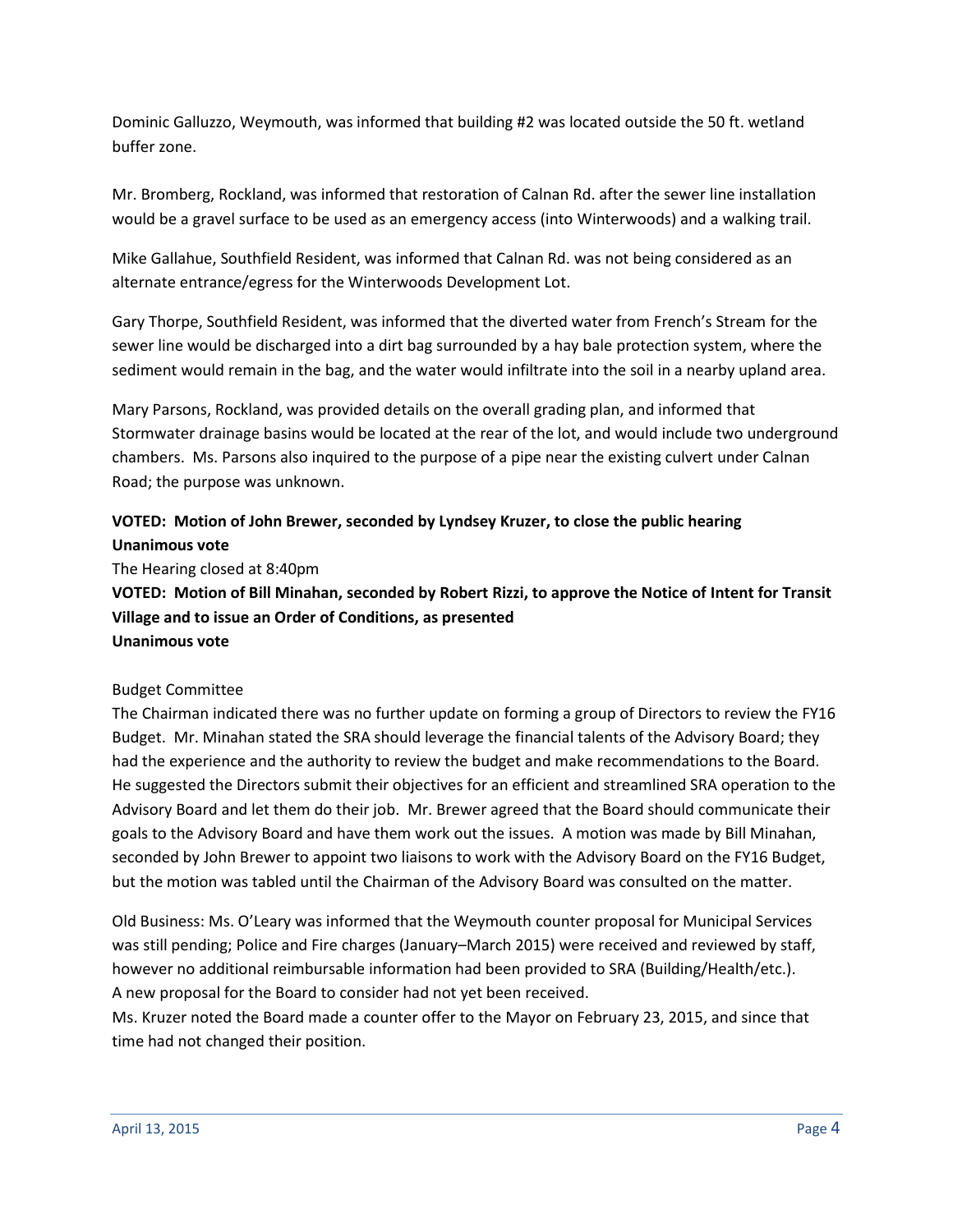Dominic Galluzzo, Weymouth, was informed that building #2 was located outside the 50 ft. wetland buffer zone.

Mr. Bromberg, Rockland, was informed that restoration of Calnan Rd. after the sewer line installation would be a gravel surface to be used as an emergency access (into Winterwoods) and a walking trail.

Mike Gallahue, Southfield Resident, was informed that Calnan Rd. was not being considered as an alternate entrance/egress for the Winterwoods Development Lot.

Gary Thorpe, Southfield Resident, was informed that the diverted water from French's Stream for the sewer line would be discharged into a dirt bag surrounded by a hay bale protection system, where the sediment would remain in the bag, and the water would infiltrate into the soil in a nearby upland area.

Mary Parsons, Rockland, was provided details on the overall grading plan, and informed that Stormwater drainage basins would be located at the rear of the lot, and would include two underground chambers. Ms. Parsons also inquired to the purpose of a pipe near the existing culvert under Calnan Road; the purpose was unknown.

**VOTED: Motion of John Brewer, seconded by Lyndsey Kruzer, to close the public hearing**
**Unanimous vote**

The Hearing closed at 8:40pm

**VOTED: Motion of Bill Minahan, seconded by Robert Rizzi, to approve the Notice of Intent for Transit Village and to issue an Order of Conditions, as presented**
**Unanimous vote**

Budget Committee

The Chairman indicated there was no further update on forming a group of Directors to review the FY16 Budget. Mr. Minahan stated the SRA should leverage the financial talents of the Advisory Board; they had the experience and the authority to review the budget and make recommendations to the Board. He suggested the Directors submit their objectives for an efficient and streamlined SRA operation to the Advisory Board and let them do their job. Mr. Brewer agreed that the Board should communicate their goals to the Advisory Board and have them work out the issues. A motion was made by Bill Minahan, seconded by John Brewer to appoint two liaisons to work with the Advisory Board on the FY16 Budget, but the motion was tabled until the Chairman of the Advisory Board was consulted on the matter.

Old Business: Ms. O'Leary was informed that the Weymouth counter proposal for Municipal Services was still pending; Police and Fire charges (January–March 2015) were received and reviewed by staff, however no additional reimbursable information had been provided to SRA (Building/Health/etc.). A new proposal for the Board to consider had not yet been received.

Ms. Kruzer noted the Board made a counter offer to the Mayor on February 23, 2015, and since that time had not changed their position.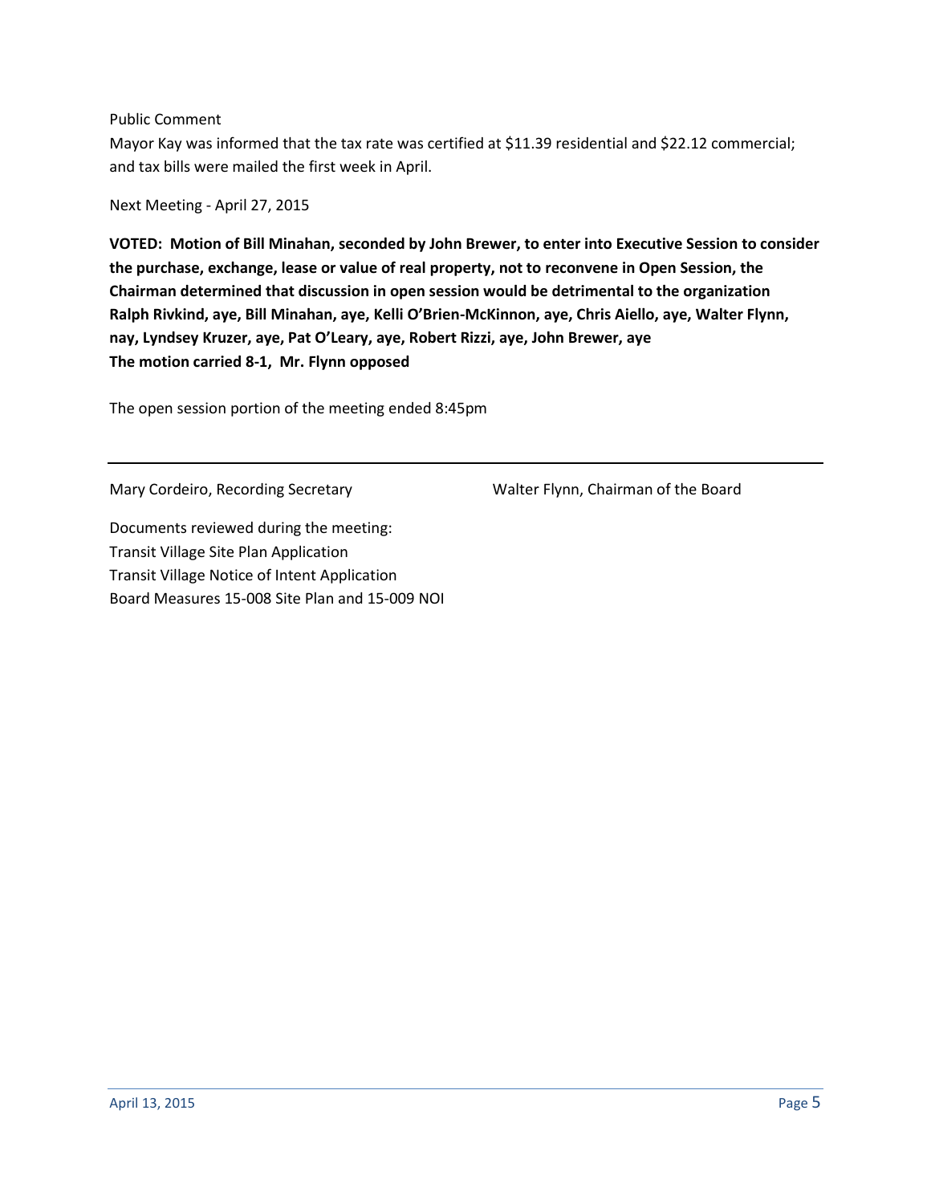Public Comment

Mayor Kay was informed that the tax rate was certified at $11.39 residential and $22.12 commercial; and tax bills were mailed the first week in April.

Next Meeting - April 27, 2015

**VOTED: Motion of Bill Minahan, seconded by John Brewer, to enter into Executive Session to consider the purchase, exchange, lease or value of real property, not to reconvene in Open Session, the Chairman determined that discussion in open session would be detrimental to the organization Ralph Rivkind, aye, Bill Minahan, aye, Kelli O'Brien-McKinnon, aye, Chris Aiello, aye, Walter Flynn, nay, Lyndsey Kruzer, aye, Pat O'Leary, aye, Robert Rizzi, aye, John Brewer, aye**
**The motion carried 8-1, Mr. Flynn opposed**

The open session portion of the meeting ended 8:45pm

---

Mary Cordeiro, Recording Secretary

Walter Flynn, Chairman of the Board

Documents reviewed during the meeting:
Transit Village Site Plan Application
Transit Village Notice of Intent Application
Board Measures 15-008 Site Plan and 15-009 NOI